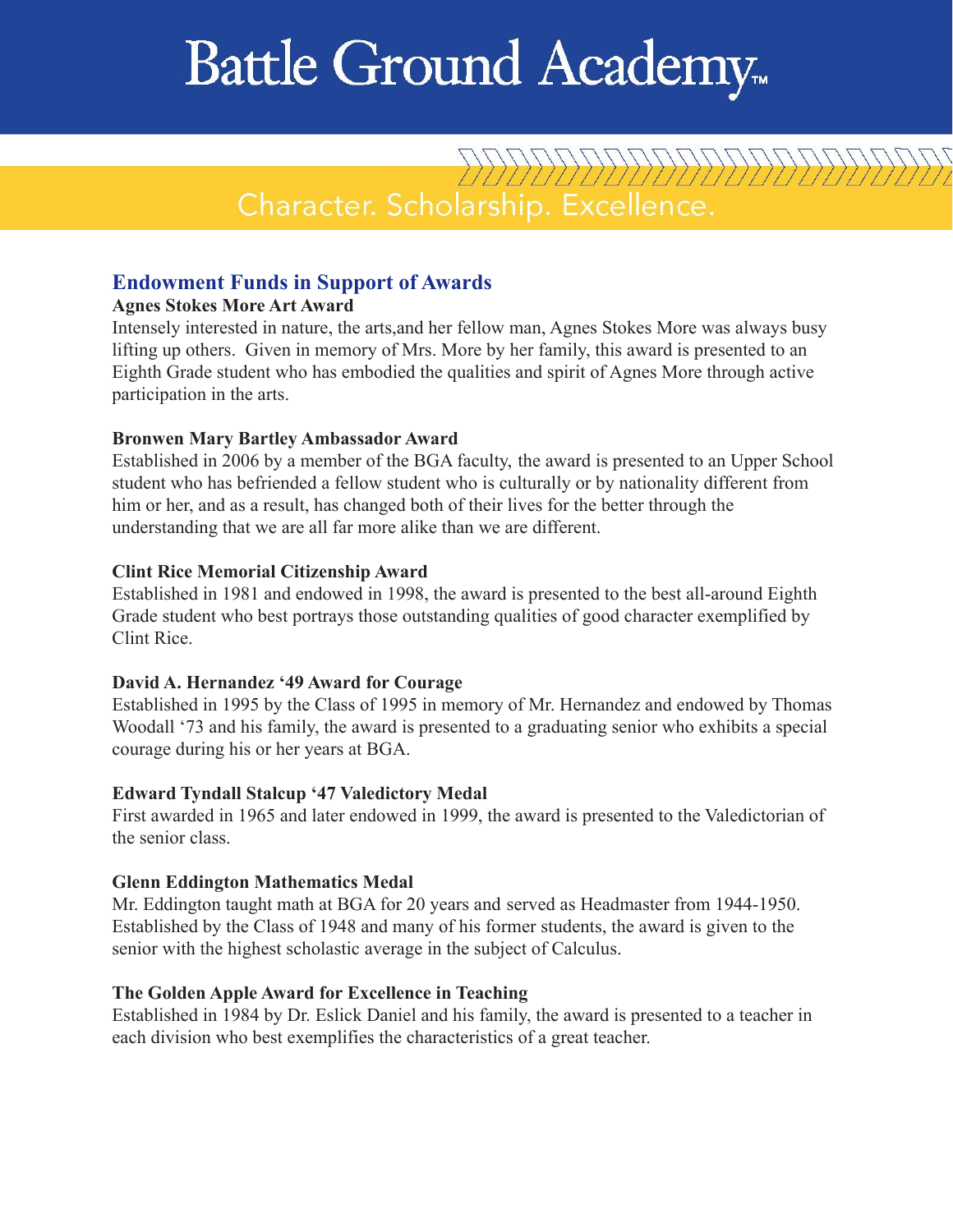# Battle Ground Academy™

Character. Scholarship. Excellence.

## Endowment Funds in Support of Awards

**Agnes Stokes More Art Award**

Intensely interested in nature, the arts,and her fellow man, Agnes Stokes More was always busy lifting up others. Given in memory of Mrs. More by her family, this award is presented to an Eighth Grade student who has embodied the qualities and spirit of Agnes More through active participation in the arts.

**Bronwen Mary Bartley Ambassador Award**

Established in 2006 by a member of the BGA faculty, the award is presented to an Upper School student who has befriended a fellow student who is culturally or by nationality different from him or her, and as a result, has changed both of their lives for the better through the understanding that we are all far more alike than we are different.

**Clint Rice Memorial Citizenship Award**

Established in 1981 and endowed in 1998, the award is presented to the best all-around Eighth Grade student who best portrays those outstanding qualities of good character exemplified by Clint Rice.

**David A. Hernandez '49 Award for Courage**

Established in 1995 by the Class of 1995 in memory of Mr. Hernandez and endowed by Thomas Woodall '73 and his family, the award is presented to a graduating senior who exhibits a special courage during his or her years at BGA.

**Edward Tyndall Stalcup '47 Valedictory Medal**

First awarded in 1965 and later endowed in 1999, the award is presented to the Valedictorian of the senior class.

**Glenn Eddington Mathematics Medal**

Mr. Eddington taught math at BGA for 20 years and served as Headmaster from 1944-1950. Established by the Class of 1948 and many of his former students, the award is given to the senior with the highest scholastic average in the subject of Calculus.

**The Golden Apple Award for Excellence in Teaching**

Established in 1984 by Dr. Eslick Daniel and his family, the award is presented to a teacher in each division who best exemplifies the characteristics of a great teacher.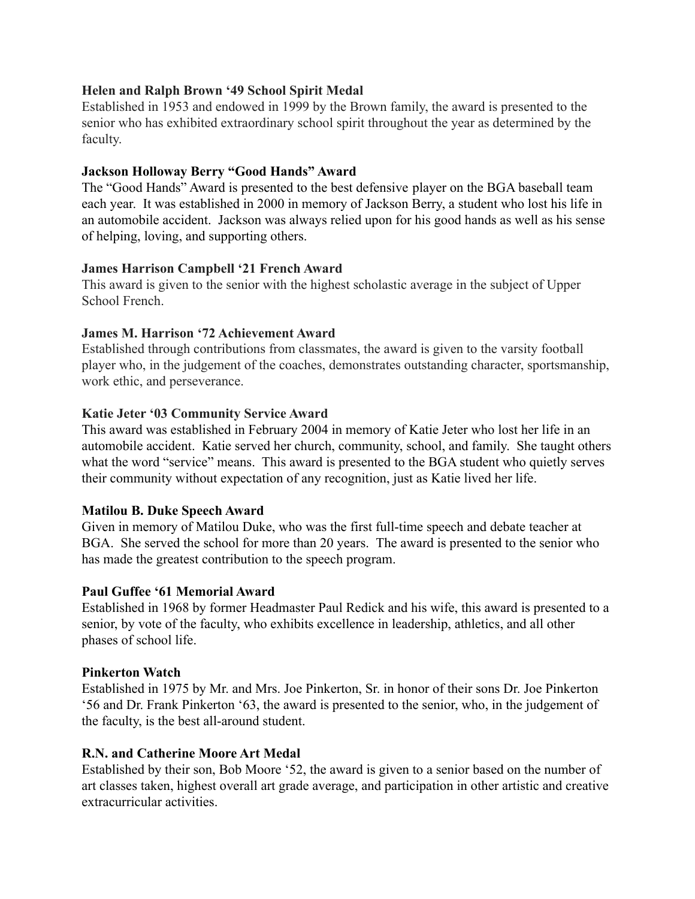**Helen and Ralph Brown '49 School Spirit Medal**
Established in 1953 and endowed in 1999 by the Brown family, the award is presented to the senior who has exhibited extraordinary school spirit throughout the year as determined by the faculty.

**Jackson Holloway Berry "Good Hands" Award**
The "Good Hands" Award is presented to the best defensive player on the BGA baseball team each year. It was established in 2000 in memory of Jackson Berry, a student who lost his life in an automobile accident. Jackson was always relied upon for his good hands as well as his sense of helping, loving, and supporting others.

**James Harrison Campbell '21 French Award**
This award is given to the senior with the highest scholastic average in the subject of Upper School French.

**James M. Harrison '72 Achievement Award**
Established through contributions from classmates, the award is given to the varsity football player who, in the judgement of the coaches, demonstrates outstanding character, sportsmanship, work ethic, and perseverance.

**Katie Jeter '03 Community Service Award**
This award was established in February 2004 in memory of Katie Jeter who lost her life in an automobile accident. Katie served her church, community, school, and family. She taught others what the word "service" means. This award is presented to the BGA student who quietly serves their community without expectation of any recognition, just as Katie lived her life.

**Matilou B. Duke Speech Award**
Given in memory of Matilou Duke, who was the first full-time speech and debate teacher at BGA. She served the school for more than 20 years. The award is presented to the senior who has made the greatest contribution to the speech program.

**Paul Guffee '61 Memorial Award**
Established in 1968 by former Headmaster Paul Redick and his wife, this award is presented to a senior, by vote of the faculty, who exhibits excellence in leadership, athletics, and all other phases of school life.

**Pinkerton Watch**
Established in 1975 by Mr. and Mrs. Joe Pinkerton, Sr. in honor of their sons Dr. Joe Pinkerton '56 and Dr. Frank Pinkerton '63, the award is presented to the senior, who, in the judgement of the faculty, is the best all-around student.

**R.N. and Catherine Moore Art Medal**
Established by their son, Bob Moore '52, the award is given to a senior based on the number of art classes taken, highest overall art grade average, and participation in other artistic and creative extracurricular activities.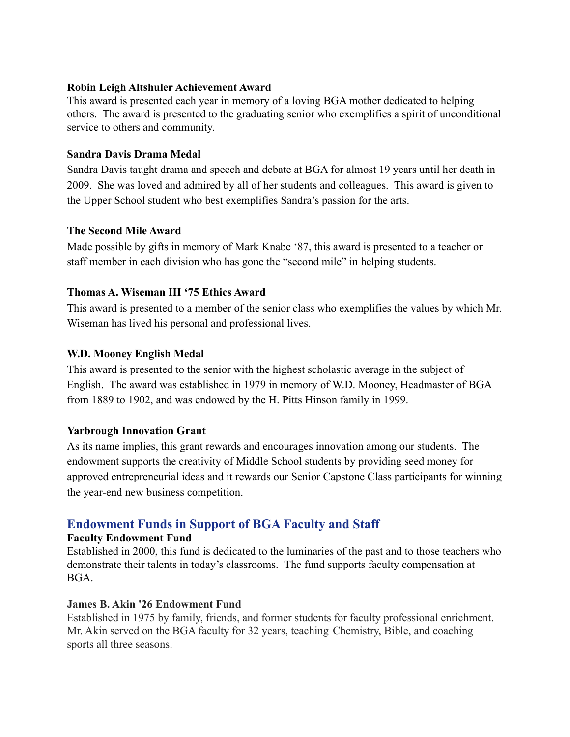**Robin Leigh Altshuler Achievement Award**
This award is presented each year in memory of a loving BGA mother dedicated to helping others. The award is presented to the graduating senior who exemplifies a spirit of unconditional service to others and community.

**Sandra Davis Drama Medal**
Sandra Davis taught drama and speech and debate at BGA for almost 19 years until her death in 2009. She was loved and admired by all of her students and colleagues. This award is given to the Upper School student who best exemplifies Sandra's passion for the arts.

**The Second Mile Award**
Made possible by gifts in memory of Mark Knabe '87, this award is presented to a teacher or staff member in each division who has gone the "second mile" in helping students.

**Thomas A. Wiseman III '75 Ethics Award**
This award is presented to a member of the senior class who exemplifies the values by which Mr. Wiseman has lived his personal and professional lives.

**W.D. Mooney English Medal**
This award is presented to the senior with the highest scholastic average in the subject of English. The award was established in 1979 in memory of W.D. Mooney, Headmaster of BGA from 1889 to 1902, and was endowed by the H. Pitts Hinson family in 1999.

**Yarbrough Innovation Grant**
As its name implies, this grant rewards and encourages innovation among our students. The endowment supports the creativity of Middle School students by providing seed money for approved entrepreneurial ideas and it rewards our Senior Capstone Class participants for winning the year-end new business competition.

## Endowment Funds in Support of BGA Faculty and Staff

**Faculty Endowment Fund**
Established in 2000, this fund is dedicated to the luminaries of the past and to those teachers who demonstrate their talents in today's classrooms. The fund supports faculty compensation at BGA.

**James B. Akin '26 Endowment Fund**
Established in 1975 by family, friends, and former students for faculty professional enrichment. Mr. Akin served on the BGA faculty for 32 years, teaching Chemistry, Bible, and coaching sports all three seasons.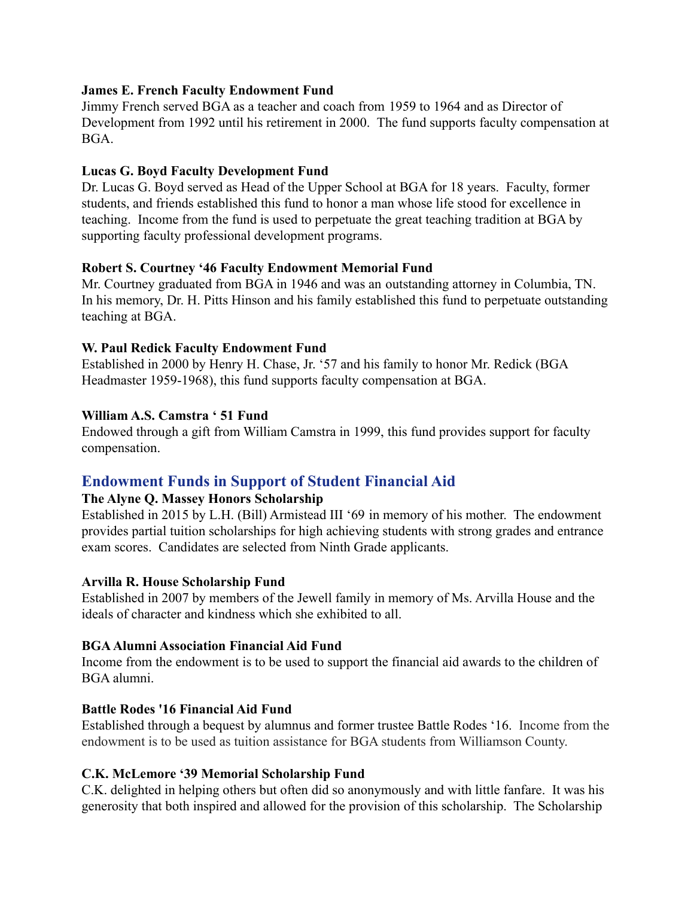**James E. French Faculty Endowment Fund**
Jimmy French served BGA as a teacher and coach from 1959 to 1964 and as Director of Development from 1992 until his retirement in 2000. The fund supports faculty compensation at BGA.

**Lucas G. Boyd Faculty Development Fund**
Dr. Lucas G. Boyd served as Head of the Upper School at BGA for 18 years. Faculty, former students, and friends established this fund to honor a man whose life stood for excellence in teaching. Income from the fund is used to perpetuate the great teaching tradition at BGA by supporting faculty professional development programs.

**Robert S. Courtney '46 Faculty Endowment Memorial Fund**
Mr. Courtney graduated from BGA in 1946 and was an outstanding attorney in Columbia, TN. In his memory, Dr. H. Pitts Hinson and his family established this fund to perpetuate outstanding teaching at BGA.

**W. Paul Redick Faculty Endowment Fund**
Established in 2000 by Henry H. Chase, Jr. '57 and his family to honor Mr. Redick (BGA Headmaster 1959-1968), this fund supports faculty compensation at BGA.

**William A.S. Camstra ' 51 Fund**
Endowed through a gift from William Camstra in 1999, this fund provides support for faculty compensation.

## Endowment Funds in Support of Student Financial Aid

**The Alyne Q. Massey Honors Scholarship**
Established in 2015 by L.H. (Bill) Armistead III '69 in memory of his mother. The endowment provides partial tuition scholarships for high achieving students with strong grades and entrance exam scores. Candidates are selected from Ninth Grade applicants.

**Arvilla R. House Scholarship Fund**
Established in 2007 by members of the Jewell family in memory of Ms. Arvilla House and the ideals of character and kindness which she exhibited to all.

**BGA Alumni Association Financial Aid Fund**
Income from the endowment is to be used to support the financial aid awards to the children of BGA alumni.

**Battle Rodes '16 Financial Aid Fund**
Established through a bequest by alumnus and former trustee Battle Rodes '16. Income from the endowment is to be used as tuition assistance for BGA students from Williamson County.

**C.K. McLemore '39 Memorial Scholarship Fund**
C.K. delighted in helping others but often did so anonymously and with little fanfare. It was his generosity that both inspired and allowed for the provision of this scholarship. The Scholarship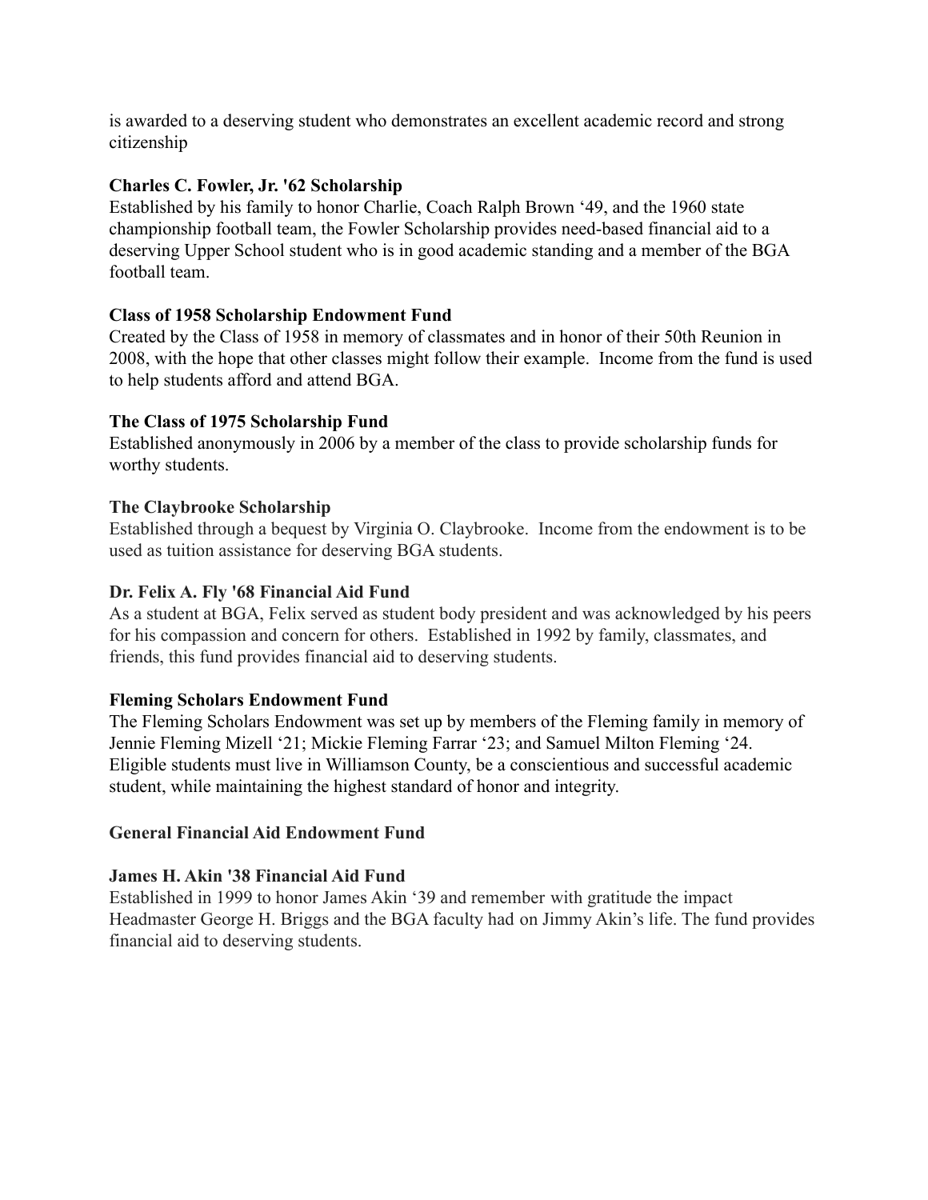is awarded to a deserving student who demonstrates an excellent academic record and strong citizenship

**Charles C. Fowler, Jr. '62 Scholarship**
Established by his family to honor Charlie, Coach Ralph Brown '49, and the 1960 state championship football team, the Fowler Scholarship provides need-based financial aid to a deserving Upper School student who is in good academic standing and a member of the BGA football team.

**Class of 1958 Scholarship Endowment Fund**
Created by the Class of 1958 in memory of classmates and in honor of their 50th Reunion in 2008, with the hope that other classes might follow their example. Income from the fund is used to help students afford and attend BGA.

**The Class of 1975 Scholarship Fund**
Established anonymously in 2006 by a member of the class to provide scholarship funds for worthy students.

**The Claybrooke Scholarship**
Established through a bequest by Virginia O. Claybrooke. Income from the endowment is to be used as tuition assistance for deserving BGA students.

**Dr. Felix A. Fly '68 Financial Aid Fund**
As a student at BGA, Felix served as student body president and was acknowledged by his peers for his compassion and concern for others. Established in 1992 by family, classmates, and friends, this fund provides financial aid to deserving students.

**Fleming Scholars Endowment Fund**
The Fleming Scholars Endowment was set up by members of the Fleming family in memory of Jennie Fleming Mizell '21; Mickie Fleming Farrar '23; and Samuel Milton Fleming '24. Eligible students must live in Williamson County, be a conscientious and successful academic student, while maintaining the highest standard of honor and integrity.

**General Financial Aid Endowment Fund**

**James H. Akin '38 Financial Aid Fund**
Established in 1999 to honor James Akin '39 and remember with gratitude the impact Headmaster George H. Briggs and the BGA faculty had on Jimmy Akin's life. The fund provides financial aid to deserving students.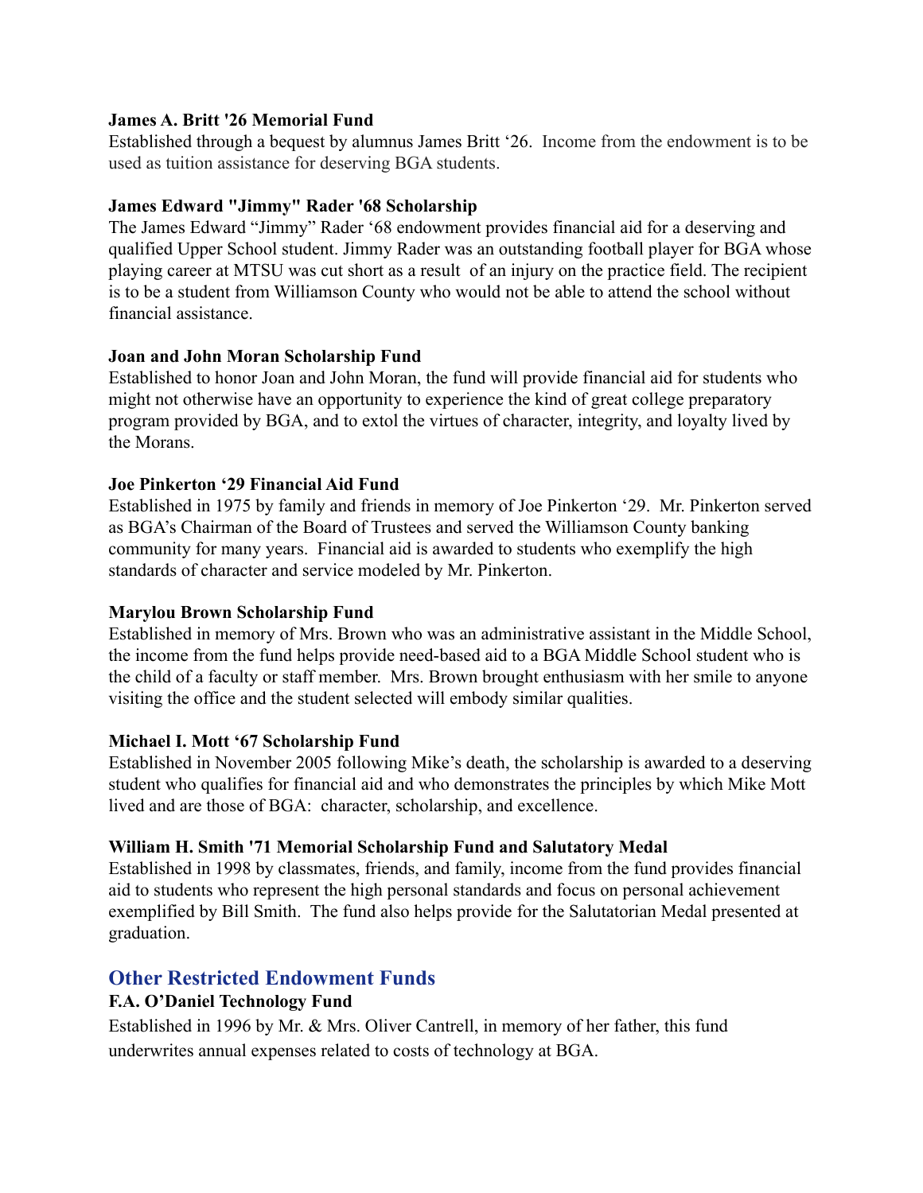**James A. Britt '26 Memorial Fund**

Established through a bequest by alumnus James Britt '26. Income from the endowment is to be used as tuition assistance for deserving BGA students.

**James Edward "Jimmy" Rader '68 Scholarship**

The James Edward "Jimmy" Rader '68 endowment provides financial aid for a deserving and qualified Upper School student. Jimmy Rader was an outstanding football player for BGA whose playing career at MTSU was cut short as a result of an injury on the practice field. The recipient is to be a student from Williamson County who would not be able to attend the school without financial assistance.

**Joan and John Moran Scholarship Fund**

Established to honor Joan and John Moran, the fund will provide financial aid for students who might not otherwise have an opportunity to experience the kind of great college preparatory program provided by BGA, and to extol the virtues of character, integrity, and loyalty lived by the Morans.

**Joe Pinkerton '29 Financial Aid Fund**

Established in 1975 by family and friends in memory of Joe Pinkerton '29. Mr. Pinkerton served as BGA's Chairman of the Board of Trustees and served the Williamson County banking community for many years. Financial aid is awarded to students who exemplify the high standards of character and service modeled by Mr. Pinkerton.

**Marylou Brown Scholarship Fund**

Established in memory of Mrs. Brown who was an administrative assistant in the Middle School, the income from the fund helps provide need-based aid to a BGA Middle School student who is the child of a faculty or staff member. Mrs. Brown brought enthusiasm with her smile to anyone visiting the office and the student selected will embody similar qualities.

**Michael I. Mott '67 Scholarship Fund**

Established in November 2005 following Mike's death, the scholarship is awarded to a deserving student who qualifies for financial aid and who demonstrates the principles by which Mike Mott lived and are those of BGA: character, scholarship, and excellence.

**William H. Smith '71 Memorial Scholarship Fund and Salutatory Medal**

Established in 1998 by classmates, friends, and family, income from the fund provides financial aid to students who represent the high personal standards and focus on personal achievement exemplified by Bill Smith. The fund also helps provide for the Salutatorian Medal presented at graduation.

## Other Restricted Endowment Funds

**F.A. O'Daniel Technology Fund**

Established in 1996 by Mr. & Mrs. Oliver Cantrell, in memory of her father, this fund underwrites annual expenses related to costs of technology at BGA.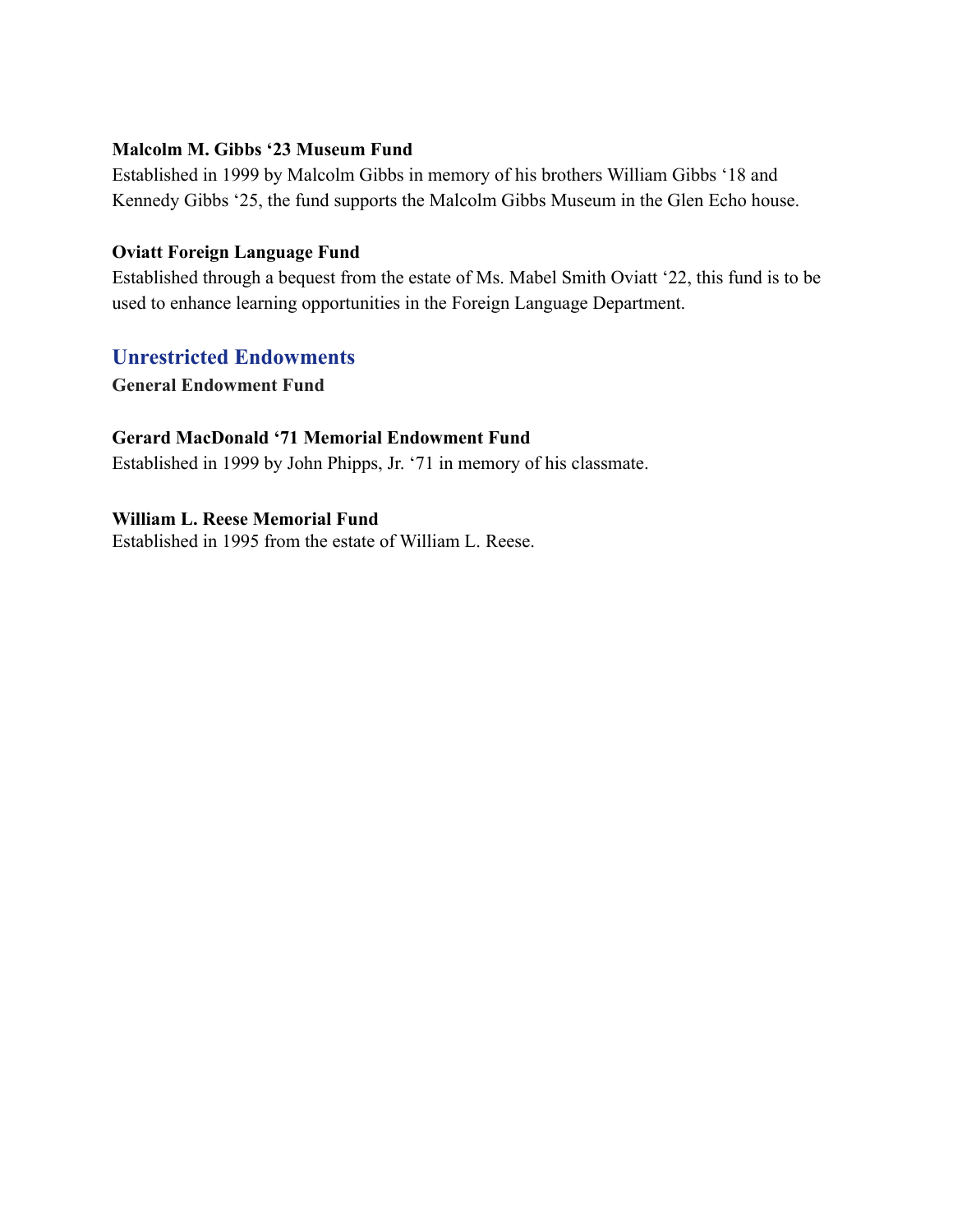**Malcolm M. Gibbs ‘23 Museum Fund**

Established in 1999 by Malcolm Gibbs in memory of his brothers William Gibbs ‘18 and Kennedy Gibbs ‘25, the fund supports the Malcolm Gibbs Museum in the Glen Echo house.

**Oviatt Foreign Language Fund**

Established through a bequest from the estate of Ms. Mabel Smith Oviatt ‘22, this fund is to be used to enhance learning opportunities in the Foreign Language Department.

## Unrestricted Endowments

**General Endowment Fund**

**Gerard MacDonald ‘71 Memorial Endowment Fund**

Established in 1999 by John Phipps, Jr. ‘71 in memory of his classmate.

**William L. Reese Memorial Fund**

Established in 1995 from the estate of William L. Reese.